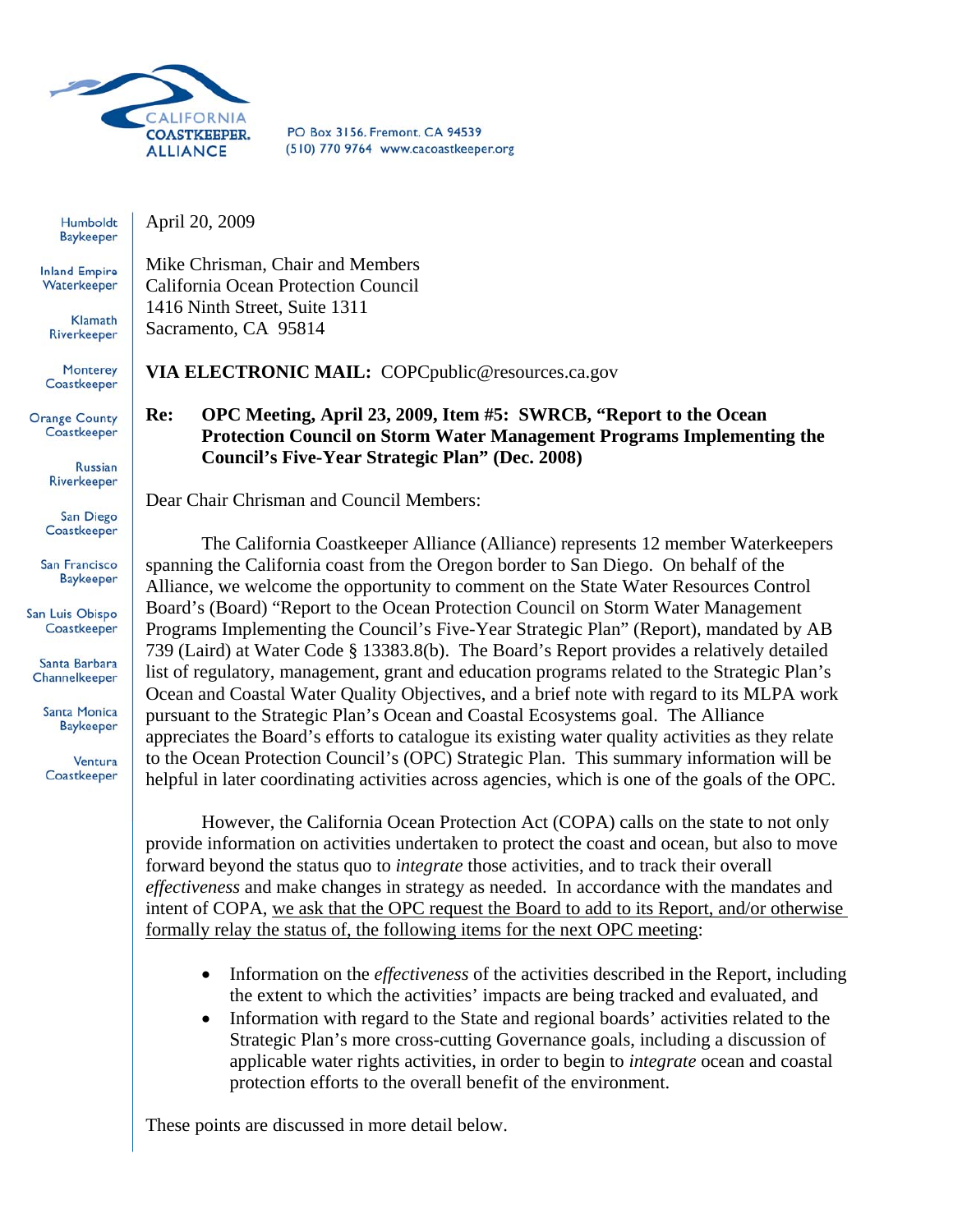CALIFORNIA COASTKEEPER. ALLIANCE

PO Box 3156. Fremont. CA 94539
(510) 770 9764 www.cacoastkeeper.org

Humboldt Baykeeper
Inland Empire Waterkeeper
Klamath Riverkeeper
Monterey Coastkeeper
Orange County Coastkeeper
Russian Riverkeeper
San Diego Coastkeeper
San Francisco Baykeeper
San Luis Obispo Coastkeeper
Santa Barbara Channelkeeper
Santa Monica Baykeeper
Ventura Coastkeeper

April 20, 2009

Mike Chrisman, Chair and Members
California Ocean Protection Council
1416 Ninth Street, Suite 1311
Sacramento, CA 95814

**VIA ELECTRONIC MAIL:** COPCpublic@resources.ca.gov

**Re: OPC Meeting, April 23, 2009, Item #5: SWRCB, "Report to the Ocean Protection Council on Storm Water Management Programs Implementing the Council's Five-Year Strategic Plan" (Dec. 2008)**

Dear Chair Chrisman and Council Members:

The California Coastkeeper Alliance (Alliance) represents 12 member Waterkeepers spanning the California coast from the Oregon border to San Diego. On behalf of the Alliance, we welcome the opportunity to comment on the State Water Resources Control Board's (Board) "Report to the Ocean Protection Council on Storm Water Management Programs Implementing the Council's Five-Year Strategic Plan" (Report), mandated by AB 739 (Laird) at Water Code § 13383.8(b). The Board's Report provides a relatively detailed list of regulatory, management, grant and education programs related to the Strategic Plan's Ocean and Coastal Water Quality Objectives, and a brief note with regard to its MLPA work pursuant to the Strategic Plan's Ocean and Coastal Ecosystems goal. The Alliance appreciates the Board's efforts to catalogue its existing water quality activities as they relate to the Ocean Protection Council's (OPC) Strategic Plan. This summary information will be helpful in later coordinating activities across agencies, which is one of the goals of the OPC.

However, the California Ocean Protection Act (COPA) calls on the state to not only provide information on activities undertaken to protect the coast and ocean, but also to move forward beyond the status quo to *integrate* those activities, and to track their overall *effectiveness* and make changes in strategy as needed. In accordance with the mandates and intent of COPA, <u>we ask that the OPC request the Board to add to its Report, and/or otherwise formally relay the status of, the following items for the next OPC meeting</u>:

- Information on the *effectiveness* of the activities described in the Report, including the extent to which the activities' impacts are being tracked and evaluated, and
- Information with regard to the State and regional boards' activities related to the Strategic Plan's more cross-cutting Governance goals, including a discussion of applicable water rights activities, in order to begin to *integrate* ocean and coastal protection efforts to the overall benefit of the environment.

These points are discussed in more detail below.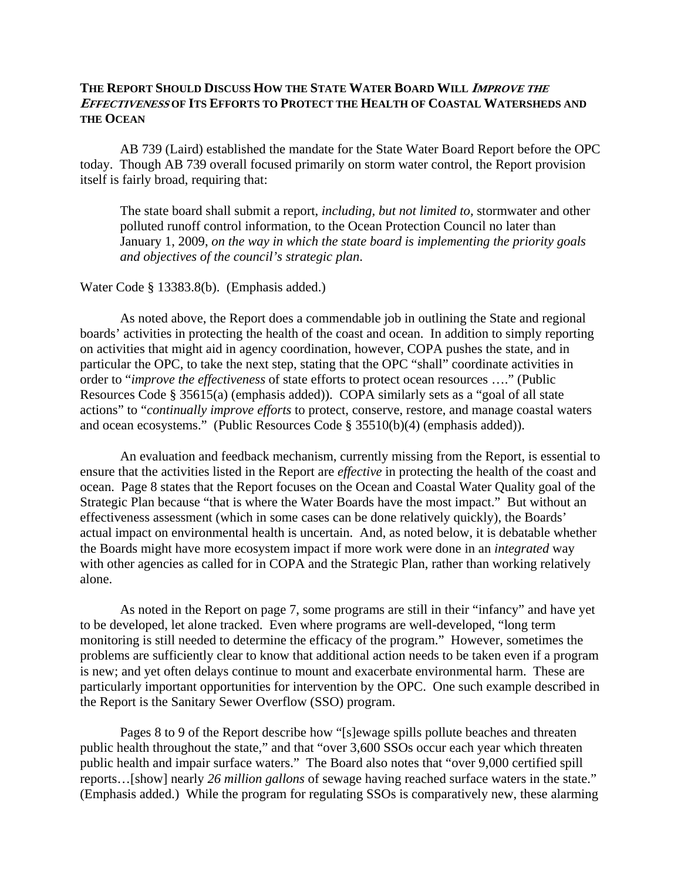## The Report Should Discuss How the State Water Board Will *Improve the Effectiveness* of Its Efforts to Protect the Health of Coastal Watersheds and the Ocean

AB 739 (Laird) established the mandate for the State Water Board Report before the OPC today. Though AB 739 overall focused primarily on storm water control, the Report provision itself is fairly broad, requiring that:

> The state board shall submit a report, *including, but not limited to,* stormwater and other polluted runoff control information, to the Ocean Protection Council no later than January 1, 2009, *on the way in which the state board is implementing the priority goals and objectives of the council's strategic plan*.

Water Code § 13383.8(b). (Emphasis added.)

As noted above, the Report does a commendable job in outlining the State and regional boards' activities in protecting the health of the coast and ocean. In addition to simply reporting on activities that might aid in agency coordination, however, COPA pushes the state, and in particular the OPC, to take the next step, stating that the OPC "shall" coordinate activities in order to "*improve the effectiveness* of state efforts to protect ocean resources …." (Public Resources Code § 35615(a) (emphasis added)). COPA similarly sets as a "goal of all state actions" to "*continually improve efforts* to protect, conserve, restore, and manage coastal waters and ocean ecosystems." (Public Resources Code § 35510(b)(4) (emphasis added)).

An evaluation and feedback mechanism, currently missing from the Report, is essential to ensure that the activities listed in the Report are *effective* in protecting the health of the coast and ocean. Page 8 states that the Report focuses on the Ocean and Coastal Water Quality goal of the Strategic Plan because "that is where the Water Boards have the most impact." But without an effectiveness assessment (which in some cases can be done relatively quickly), the Boards' actual impact on environmental health is uncertain. And, as noted below, it is debatable whether the Boards might have more ecosystem impact if more work were done in an *integrated* way with other agencies as called for in COPA and the Strategic Plan, rather than working relatively alone.

As noted in the Report on page 7, some programs are still in their "infancy" and have yet to be developed, let alone tracked. Even where programs are well-developed, "long term monitoring is still needed to determine the efficacy of the program." However, sometimes the problems are sufficiently clear to know that additional action needs to be taken even if a program is new; and yet often delays continue to mount and exacerbate environmental harm. These are particularly important opportunities for intervention by the OPC. One such example described in the Report is the Sanitary Sewer Overflow (SSO) program.

Pages 8 to 9 of the Report describe how "[s]ewage spills pollute beaches and threaten public health throughout the state," and that "over 3,600 SSOs occur each year which threaten public health and impair surface waters." The Board also notes that "over 9,000 certified spill reports…[show] nearly *26 million gallons* of sewage having reached surface waters in the state." (Emphasis added.) While the program for regulating SSOs is comparatively new, these alarming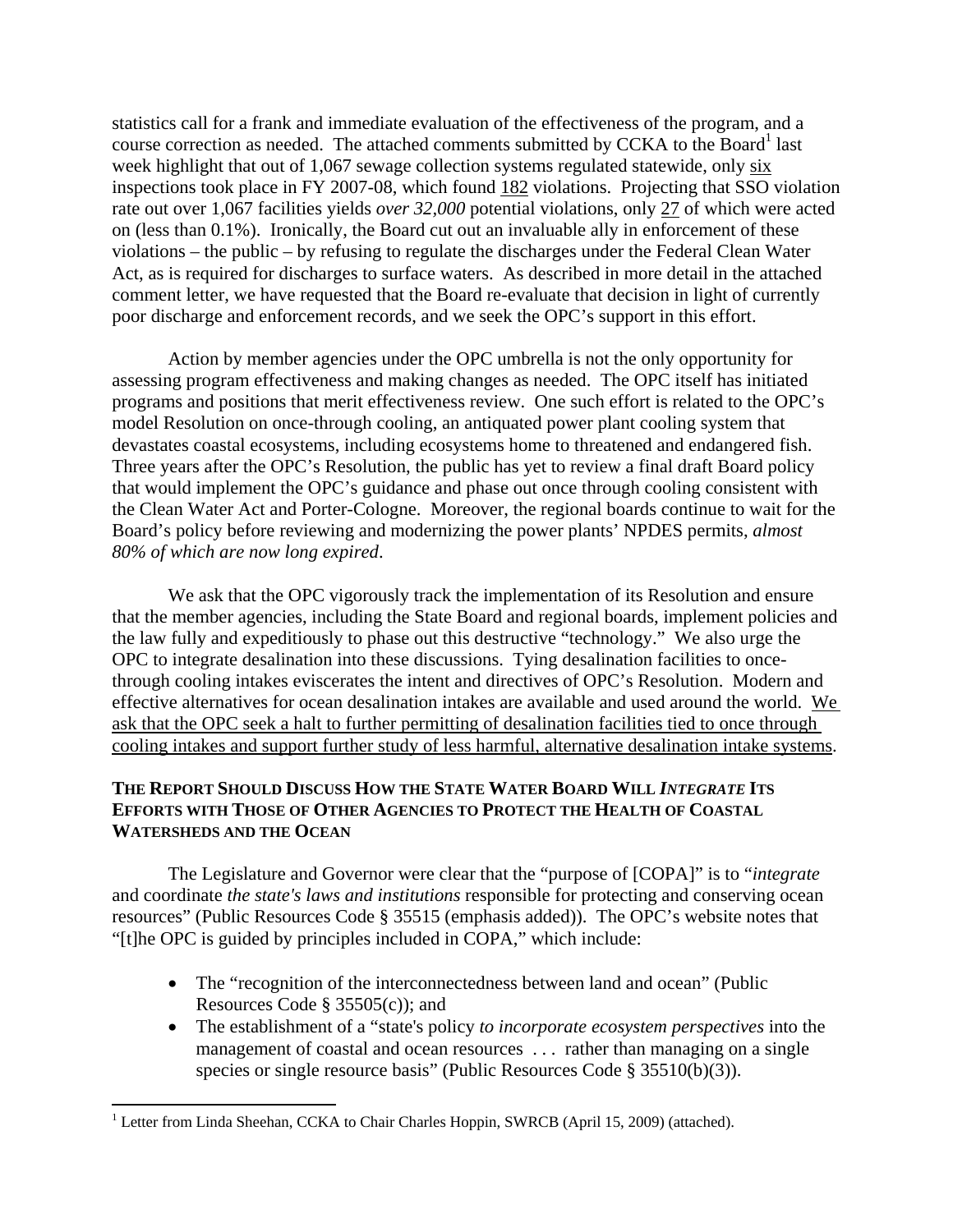statistics call for a frank and immediate evaluation of the effectiveness of the program, and a course correction as needed. The attached comments submitted by CCKA to the Board[1] last week highlight that out of 1,067 sewage collection systems regulated statewide, only six inspections took place in FY 2007-08, which found 182 violations. Projecting that SSO violation rate out over 1,067 facilities yields *over 32,000* potential violations, only 27 of which were acted on (less than 0.1%). Ironically, the Board cut out an invaluable ally in enforcement of these violations – the public – by refusing to regulate the discharges under the Federal Clean Water Act, as is required for discharges to surface waters. As described in more detail in the attached comment letter, we have requested that the Board re-evaluate that decision in light of currently poor discharge and enforcement records, and we seek the OPC's support in this effort.

Action by member agencies under the OPC umbrella is not the only opportunity for assessing program effectiveness and making changes as needed. The OPC itself has initiated programs and positions that merit effectiveness review. One such effort is related to the OPC's model Resolution on once-through cooling, an antiquated power plant cooling system that devastates coastal ecosystems, including ecosystems home to threatened and endangered fish. Three years after the OPC's Resolution, the public has yet to review a final draft Board policy that would implement the OPC's guidance and phase out once through cooling consistent with the Clean Water Act and Porter-Cologne. Moreover, the regional boards continue to wait for the Board's policy before reviewing and modernizing the power plants' NPDES permits, *almost 80% of which are now long expired*.

We ask that the OPC vigorously track the implementation of its Resolution and ensure that the member agencies, including the State Board and regional boards, implement policies and the law fully and expeditiously to phase out this destructive "technology." We also urge the OPC to integrate desalination into these discussions. Tying desalination facilities to once-through cooling intakes eviscerates the intent and directives of OPC's Resolution. Modern and effective alternatives for ocean desalination intakes are available and used around the world. We ask that the OPC seek a halt to further permitting of desalination facilities tied to once through cooling intakes and support further study of less harmful, alternative desalination intake systems.

**THE REPORT SHOULD DISCUSS HOW THE STATE WATER BOARD WILL *INTEGRATE* ITS EFFORTS WITH THOSE OF OTHER AGENCIES TO PROTECT THE HEALTH OF COASTAL WATERSHEDS AND THE OCEAN**

The Legislature and Governor were clear that the "purpose of [COPA]" is to "*integrate* and coordinate *the state's laws and institutions* responsible for protecting and conserving ocean resources" (Public Resources Code § 35515 (emphasis added)). The OPC's website notes that "[t]he OPC is guided by principles included in COPA," which include:

- The "recognition of the interconnectedness between land and ocean" (Public Resources Code § 35505(c)); and
- The establishment of a "state's policy *to incorporate ecosystem perspectives* into the management of coastal and ocean resources . . . rather than managing on a single species or single resource basis" (Public Resources Code § 35510(b)(3)).

[1] Letter from Linda Sheehan, CCKA to Chair Charles Hoppin, SWRCB (April 15, 2009) (attached).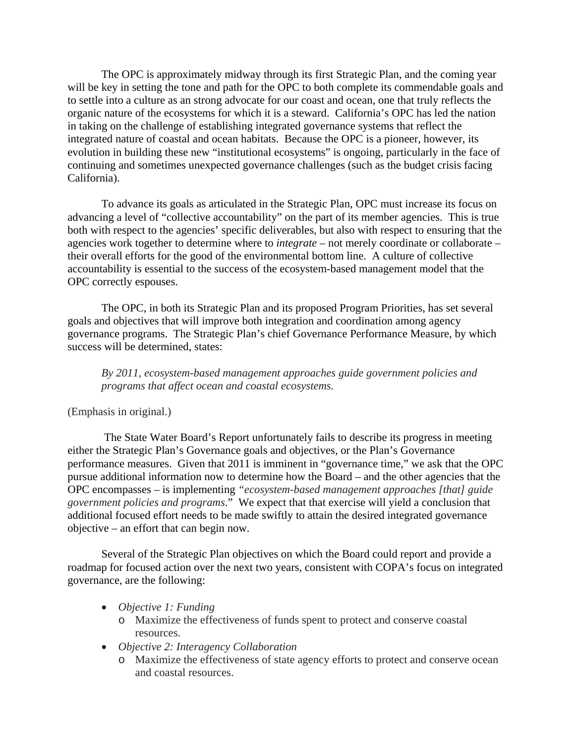The OPC is approximately midway through its first Strategic Plan, and the coming year will be key in setting the tone and path for the OPC to both complete its commendable goals and to settle into a culture as an strong advocate for our coast and ocean, one that truly reflects the organic nature of the ecosystems for which it is a steward. California's OPC has led the nation in taking on the challenge of establishing integrated governance systems that reflect the integrated nature of coastal and ocean habitats. Because the OPC is a pioneer, however, its evolution in building these new "institutional ecosystems" is ongoing, particularly in the face of continuing and sometimes unexpected governance challenges (such as the budget crisis facing California).

To advance its goals as articulated in the Strategic Plan, OPC must increase its focus on advancing a level of "collective accountability" on the part of its member agencies. This is true both with respect to the agencies' specific deliverables, but also with respect to ensuring that the agencies work together to determine where to *integrate* – not merely coordinate or collaborate – their overall efforts for the good of the environmental bottom line. A culture of collective accountability is essential to the success of the ecosystem-based management model that the OPC correctly espouses.

The OPC, in both its Strategic Plan and its proposed Program Priorities, has set several goals and objectives that will improve both integration and coordination among agency governance programs. The Strategic Plan's chief Governance Performance Measure, by which success will be determined, states:

> *By 2011, ecosystem-based management approaches guide government policies and programs that affect ocean and coastal ecosystems.*

(Emphasis in original.)

The State Water Board's Report unfortunately fails to describe its progress in meeting either the Strategic Plan's Governance goals and objectives, or the Plan's Governance performance measures. Given that 2011 is imminent in "governance time," we ask that the OPC pursue additional information now to determine how the Board – and the other agencies that the OPC encompasses – is implementing *"ecosystem-based management approaches [that] guide government policies and programs*." We expect that that exercise will yield a conclusion that additional focused effort needs to be made swiftly to attain the desired integrated governance objective – an effort that can begin now.

Several of the Strategic Plan objectives on which the Board could report and provide a roadmap for focused action over the next two years, consistent with COPA's focus on integrated governance, are the following:

- *Objective 1: Funding*
  - Maximize the effectiveness of funds spent to protect and conserve coastal resources.
- *Objective 2: Interagency Collaboration*
  - Maximize the effectiveness of state agency efforts to protect and conserve ocean and coastal resources.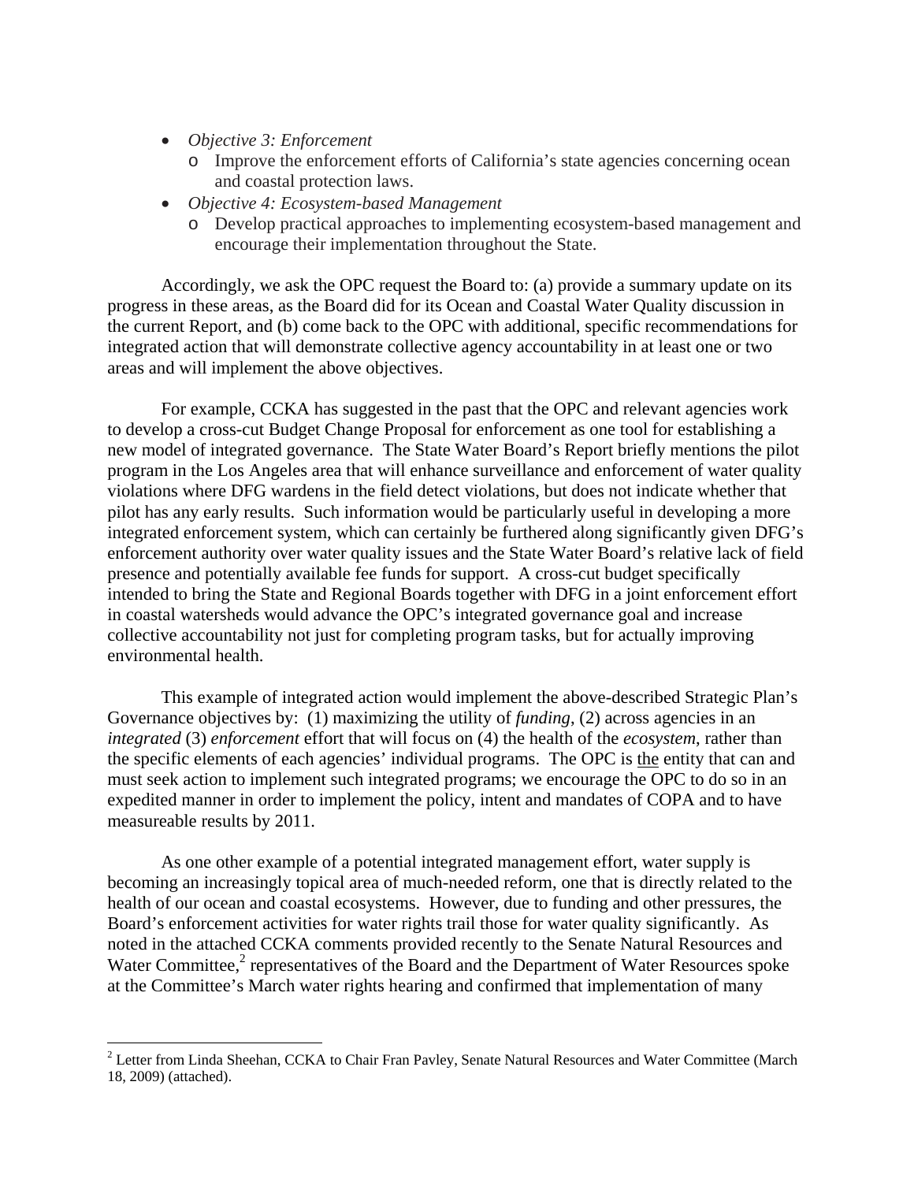- *Objective 3: Enforcement*
    - Improve the enforcement efforts of California's state agencies concerning ocean and coastal protection laws.
- *Objective 4: Ecosystem-based Management*
    - Develop practical approaches to implementing ecosystem-based management and encourage their implementation throughout the State.

Accordingly, we ask the OPC request the Board to: (a) provide a summary update on its progress in these areas, as the Board did for its Ocean and Coastal Water Quality discussion in the current Report, and (b) come back to the OPC with additional, specific recommendations for integrated action that will demonstrate collective agency accountability in at least one or two areas and will implement the above objectives.

For example, CCKA has suggested in the past that the OPC and relevant agencies work to develop a cross-cut Budget Change Proposal for enforcement as one tool for establishing a new model of integrated governance. The State Water Board's Report briefly mentions the pilot program in the Los Angeles area that will enhance surveillance and enforcement of water quality violations where DFG wardens in the field detect violations, but does not indicate whether that pilot has any early results. Such information would be particularly useful in developing a more integrated enforcement system, which can certainly be furthered along significantly given DFG's enforcement authority over water quality issues and the State Water Board's relative lack of field presence and potentially available fee funds for support. A cross-cut budget specifically intended to bring the State and Regional Boards together with DFG in a joint enforcement effort in coastal watersheds would advance the OPC's integrated governance goal and increase collective accountability not just for completing program tasks, but for actually improving environmental health.

This example of integrated action would implement the above-described Strategic Plan's Governance objectives by: (1) maximizing the utility of *funding*, (2) across agencies in an *integrated* (3) *enforcement* effort that will focus on (4) the health of the *ecosystem*, rather than the specific elements of each agencies' individual programs. The OPC is <u>the</u> entity that can and must seek action to implement such integrated programs; we encourage the OPC to do so in an expedited manner in order to implement the policy, intent and mandates of COPA and to have measureable results by 2011.

As one other example of a potential integrated management effort, water supply is becoming an increasingly topical area of much-needed reform, one that is directly related to the health of our ocean and coastal ecosystems. However, due to funding and other pressures, the Board's enforcement activities for water rights trail those for water quality significantly. As noted in the attached CCKA comments provided recently to the Senate Natural Resources and Water Committee,[2] representatives of the Board and the Department of Water Resources spoke at the Committee's March water rights hearing and confirmed that implementation of many

[2] Letter from Linda Sheehan, CCKA to Chair Fran Pavley, Senate Natural Resources and Water Committee (March 18, 2009) (attached).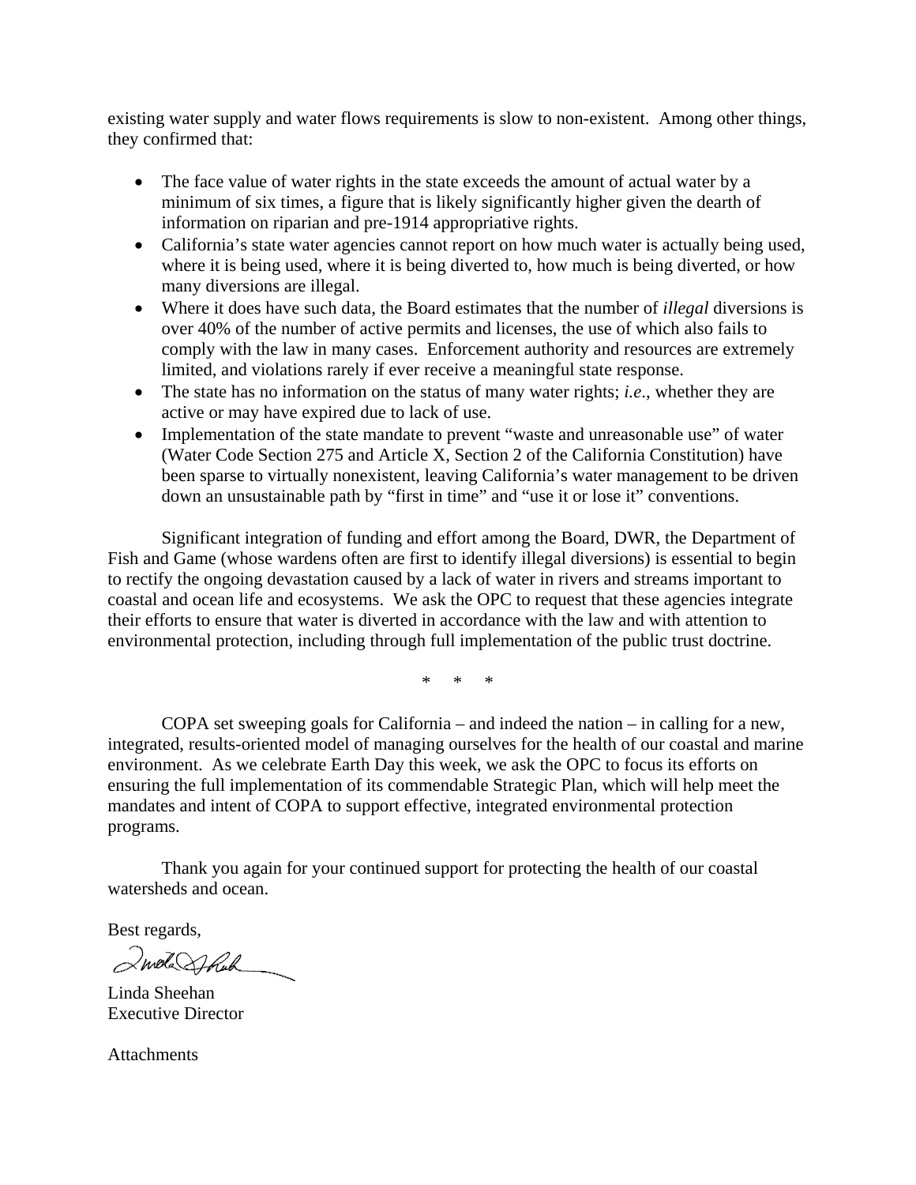existing water supply and water flows requirements is slow to non-existent. Among other things, they confirmed that:

- The face value of water rights in the state exceeds the amount of actual water by a minimum of six times, a figure that is likely significantly higher given the dearth of information on riparian and pre-1914 appropriative rights.
- California's state water agencies cannot report on how much water is actually being used, where it is being used, where it is being diverted to, how much is being diverted, or how many diversions are illegal.
- Where it does have such data, the Board estimates that the number of *illegal* diversions is over 40% of the number of active permits and licenses, the use of which also fails to comply with the law in many cases. Enforcement authority and resources are extremely limited, and violations rarely if ever receive a meaningful state response.
- The state has no information on the status of many water rights; *i.e.*, whether they are active or may have expired due to lack of use.
- Implementation of the state mandate to prevent "waste and unreasonable use" of water (Water Code Section 275 and Article X, Section 2 of the California Constitution) have been sparse to virtually nonexistent, leaving California's water management to be driven down an unsustainable path by "first in time" and "use it or lose it" conventions.

Significant integration of funding and effort among the Board, DWR, the Department of Fish and Game (whose wardens often are first to identify illegal diversions) is essential to begin to rectify the ongoing devastation caused by a lack of water in rivers and streams important to coastal and ocean life and ecosystems. We ask the OPC to request that these agencies integrate their efforts to ensure that water is diverted in accordance with the law and with attention to environmental protection, including through full implementation of the public trust doctrine.

\* \* \*

COPA set sweeping goals for California – and indeed the nation – in calling for a new, integrated, results-oriented model of managing ourselves for the health of our coastal and marine environment. As we celebrate Earth Day this week, we ask the OPC to focus its efforts on ensuring the full implementation of its commendable Strategic Plan, which will help meet the mandates and intent of COPA to support effective, integrated environmental protection programs.

Thank you again for your continued support for protecting the health of our coastal watersheds and ocean.

Best regards,

Linda Sheehan
Executive Director

Attachments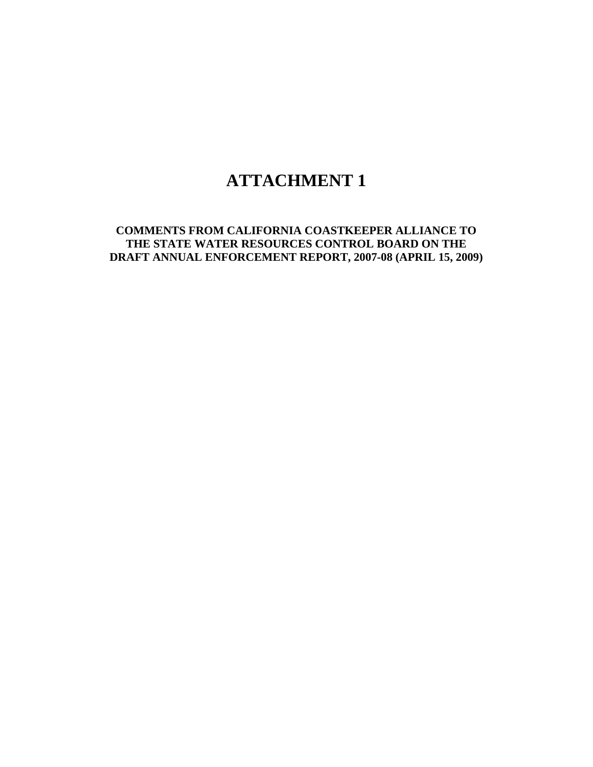# ATTACHMENT 1

**COMMENTS FROM CALIFORNIA COASTKEEPER ALLIANCE TO THE STATE WATER RESOURCES CONTROL BOARD ON THE DRAFT ANNUAL ENFORCEMENT REPORT, 2007-08 (APRIL 15, 2009)**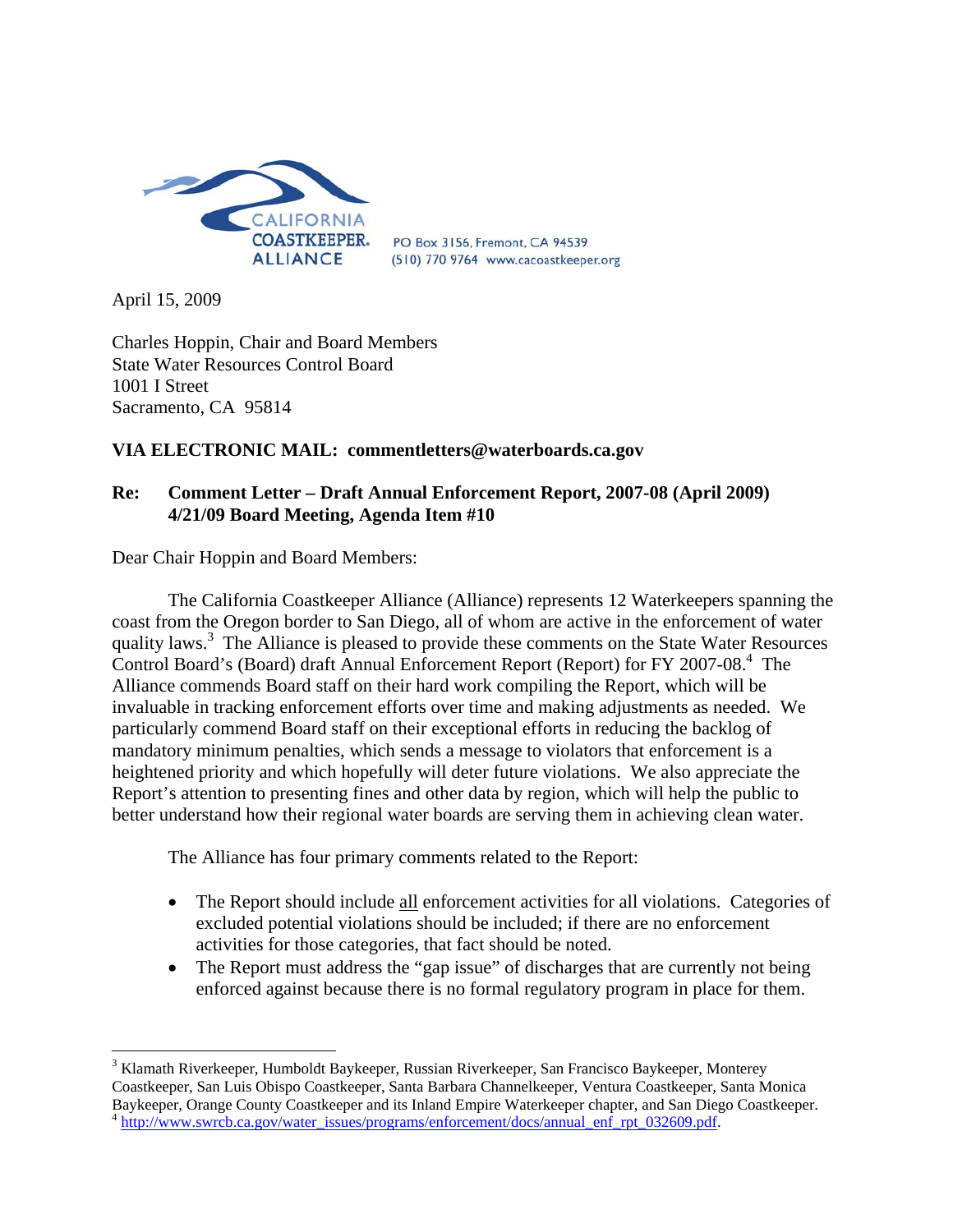CALIFORNIA COASTKEEPER. ALLIANCE

PO Box 3156, Fremont, CA 94539
(510) 770 9764 www.cacoastkeeper.org

April 15, 2009

Charles Hoppin, Chair and Board Members
State Water Resources Control Board
1001 I Street
Sacramento, CA 95814

**VIA ELECTRONIC MAIL: commentletters@waterboards.ca.gov**

**Re: Comment Letter – Draft Annual Enforcement Report, 2007-08 (April 2009)**
**4/21/09 Board Meeting, Agenda Item #10**

Dear Chair Hoppin and Board Members:

The California Coastkeeper Alliance (Alliance) represents 12 Waterkeepers spanning the coast from the Oregon border to San Diego, all of whom are active in the enforcement of water quality laws.[3] The Alliance is pleased to provide these comments on the State Water Resources Control Board's (Board) draft Annual Enforcement Report (Report) for FY 2007-08.[4] The Alliance commends Board staff on their hard work compiling the Report, which will be invaluable in tracking enforcement efforts over time and making adjustments as needed. We particularly commend Board staff on their exceptional efforts in reducing the backlog of mandatory minimum penalties, which sends a message to violators that enforcement is a heightened priority and which hopefully will deter future violations. We also appreciate the Report's attention to presenting fines and other data by region, which will help the public to better understand how their regional water boards are serving them in achieving clean water.

The Alliance has four primary comments related to the Report:

- The Report should include all enforcement activities for all violations. Categories of excluded potential violations should be included; if there are no enforcement activities for those categories, that fact should be noted.
- The Report must address the "gap issue" of discharges that are currently not being enforced against because there is no formal regulatory program in place for them.

[3] Klamath Riverkeeper, Humboldt Baykeeper, Russian Riverkeeper, San Francisco Baykeeper, Monterey Coastkeeper, San Luis Obispo Coastkeeper, Santa Barbara Channelkeeper, Ventura Coastkeeper, Santa Monica Baykeeper, Orange County Coastkeeper and its Inland Empire Waterkeeper chapter, and San Diego Coastkeeper.

[4] http://www.swrcb.ca.gov/water_issues/programs/enforcement/docs/annual_enf_rpt_032609.pdf.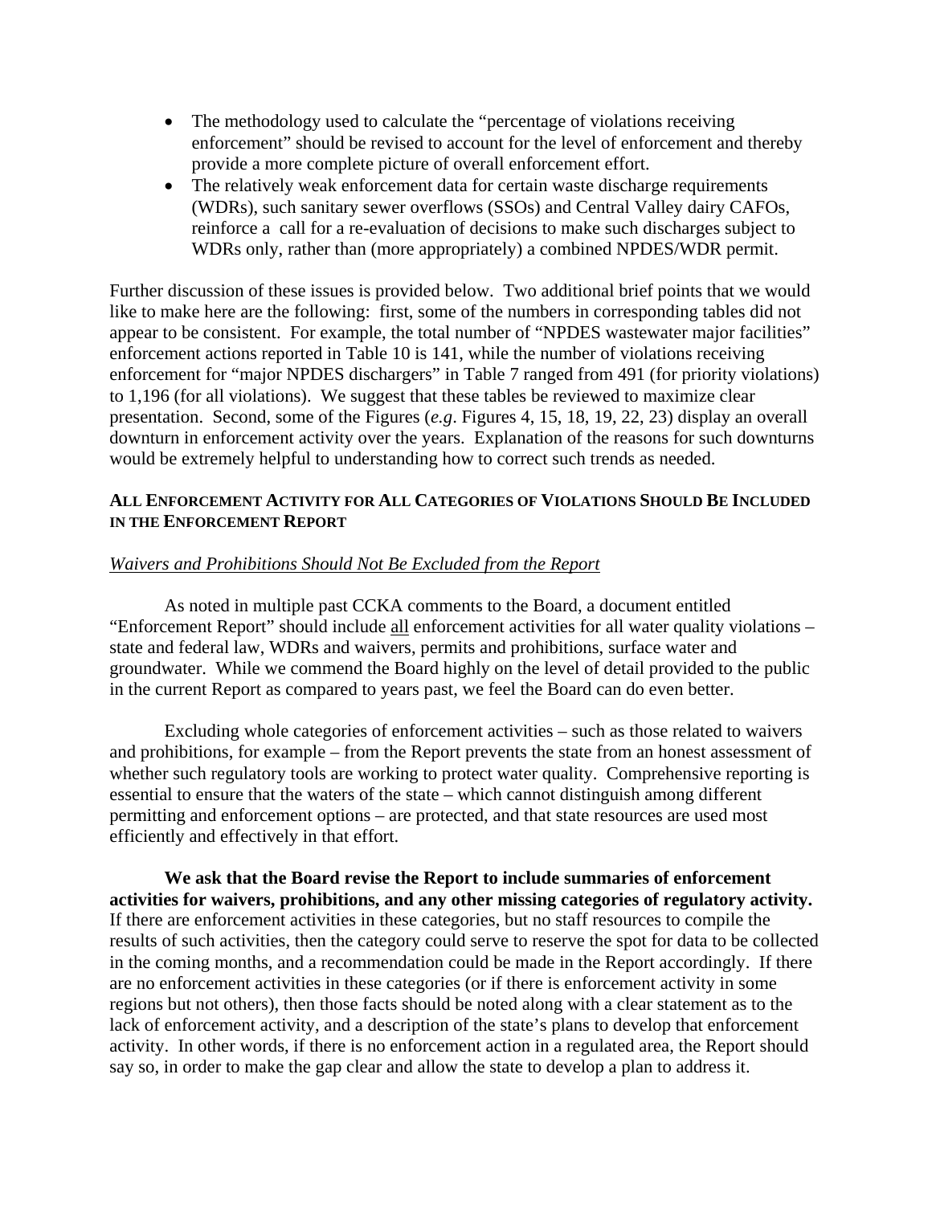- The methodology used to calculate the "percentage of violations receiving enforcement" should be revised to account for the level of enforcement and thereby provide a more complete picture of overall enforcement effort.
- The relatively weak enforcement data for certain waste discharge requirements (WDRs), such sanitary sewer overflows (SSOs) and Central Valley dairy CAFOs, reinforce a call for a re-evaluation of decisions to make such discharges subject to WDRs only, rather than (more appropriately) a combined NPDES/WDR permit.

Further discussion of these issues is provided below. Two additional brief points that we would like to make here are the following: first, some of the numbers in corresponding tables did not appear to be consistent. For example, the total number of "NPDES wastewater major facilities" enforcement actions reported in Table 10 is 141, while the number of violations receiving enforcement for "major NPDES dischargers" in Table 7 ranged from 491 (for priority violations) to 1,196 (for all violations). We suggest that these tables be reviewed to maximize clear presentation. Second, some of the Figures (*e.g*. Figures 4, 15, 18, 19, 22, 23) display an overall downturn in enforcement activity over the years. Explanation of the reasons for such downturns would be extremely helpful to understanding how to correct such trends as needed.

## ALL ENFORCEMENT ACTIVITY FOR ALL CATEGORIES OF VIOLATIONS SHOULD BE INCLUDED IN THE ENFORCEMENT REPORT

### *Waivers and Prohibitions Should Not Be Excluded from the Report*

As noted in multiple past CCKA comments to the Board, a document entitled "Enforcement Report" should include all enforcement activities for all water quality violations – state and federal law, WDRs and waivers, permits and prohibitions, surface water and groundwater. While we commend the Board highly on the level of detail provided to the public in the current Report as compared to years past, we feel the Board can do even better.

Excluding whole categories of enforcement activities – such as those related to waivers and prohibitions, for example – from the Report prevents the state from an honest assessment of whether such regulatory tools are working to protect water quality. Comprehensive reporting is essential to ensure that the waters of the state – which cannot distinguish among different permitting and enforcement options – are protected, and that state resources are used most efficiently and effectively in that effort.

**We ask that the Board revise the Report to include summaries of enforcement activities for waivers, prohibitions, and any other missing categories of regulatory activity.** If there are enforcement activities in these categories, but no staff resources to compile the results of such activities, then the category could serve to reserve the spot for data to be collected in the coming months, and a recommendation could be made in the Report accordingly. If there are no enforcement activities in these categories (or if there is enforcement activity in some regions but not others), then those facts should be noted along with a clear statement as to the lack of enforcement activity, and a description of the state's plans to develop that enforcement activity. In other words, if there is no enforcement action in a regulated area, the Report should say so, in order to make the gap clear and allow the state to develop a plan to address it.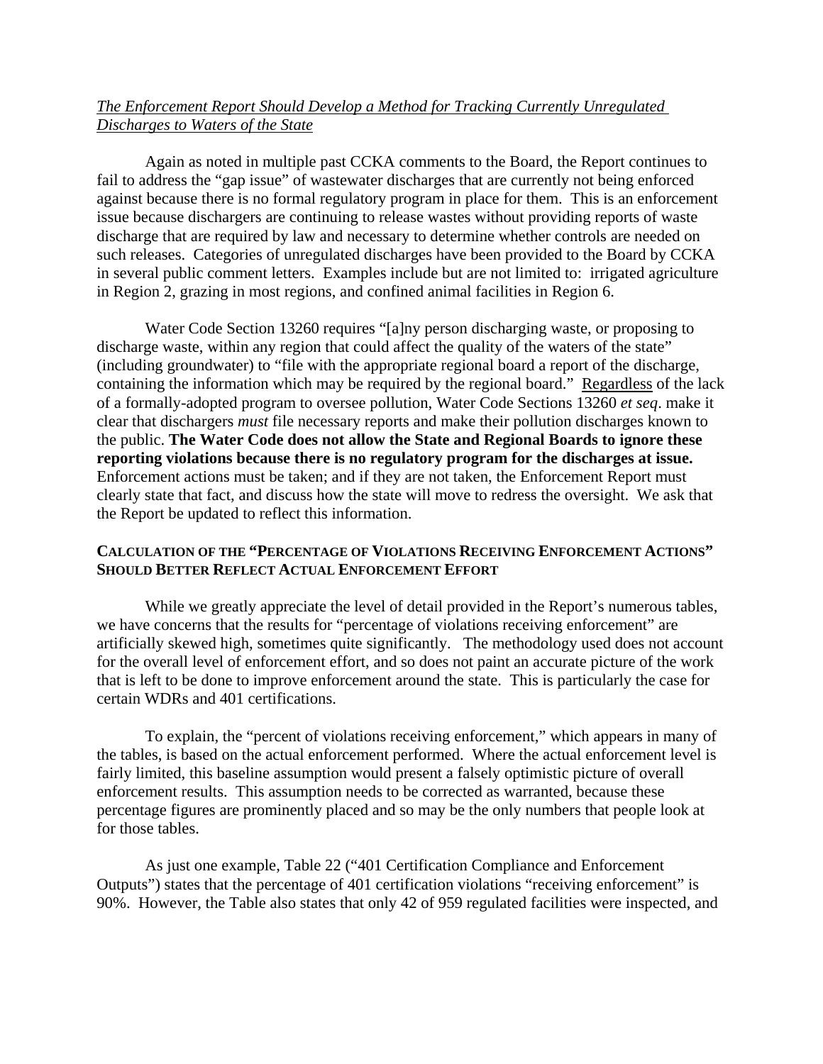*The Enforcement Report Should Develop a Method for Tracking Currently Unregulated Discharges to Waters of the State*

Again as noted in multiple past CCKA comments to the Board, the Report continues to fail to address the "gap issue" of wastewater discharges that are currently not being enforced against because there is no formal regulatory program in place for them. This is an enforcement issue because dischargers are continuing to release wastes without providing reports of waste discharge that are required by law and necessary to determine whether controls are needed on such releases. Categories of unregulated discharges have been provided to the Board by CCKA in several public comment letters. Examples include but are not limited to: irrigated agriculture in Region 2, grazing in most regions, and confined animal facilities in Region 6.

Water Code Section 13260 requires "[a]ny person discharging waste, or proposing to discharge waste, within any region that could affect the quality of the waters of the state" (including groundwater) to "file with the appropriate regional board a report of the discharge, containing the information which may be required by the regional board." Regardless of the lack of a formally-adopted program to oversee pollution, Water Code Sections 13260 *et seq*. make it clear that dischargers *must* file necessary reports and make their pollution discharges known to the public. **The Water Code does not allow the State and Regional Boards to ignore these reporting violations because there is no regulatory program for the discharges at issue.** Enforcement actions must be taken; and if they are not taken, the Enforcement Report must clearly state that fact, and discuss how the state will move to redress the oversight. We ask that the Report be updated to reflect this information.

## CALCULATION OF THE "PERCENTAGE OF VIOLATIONS RECEIVING ENFORCEMENT ACTIONS" SHOULD BETTER REFLECT ACTUAL ENFORCEMENT EFFORT

While we greatly appreciate the level of detail provided in the Report's numerous tables, we have concerns that the results for "percentage of violations receiving enforcement" are artificially skewed high, sometimes quite significantly. The methodology used does not account for the overall level of enforcement effort, and so does not paint an accurate picture of the work that is left to be done to improve enforcement around the state. This is particularly the case for certain WDRs and 401 certifications.

To explain, the "percent of violations receiving enforcement," which appears in many of the tables, is based on the actual enforcement performed. Where the actual enforcement level is fairly limited, this baseline assumption would present a falsely optimistic picture of overall enforcement results. This assumption needs to be corrected as warranted, because these percentage figures are prominently placed and so may be the only numbers that people look at for those tables.

As just one example, Table 22 ("401 Certification Compliance and Enforcement Outputs") states that the percentage of 401 certification violations "receiving enforcement" is 90%. However, the Table also states that only 42 of 959 regulated facilities were inspected, and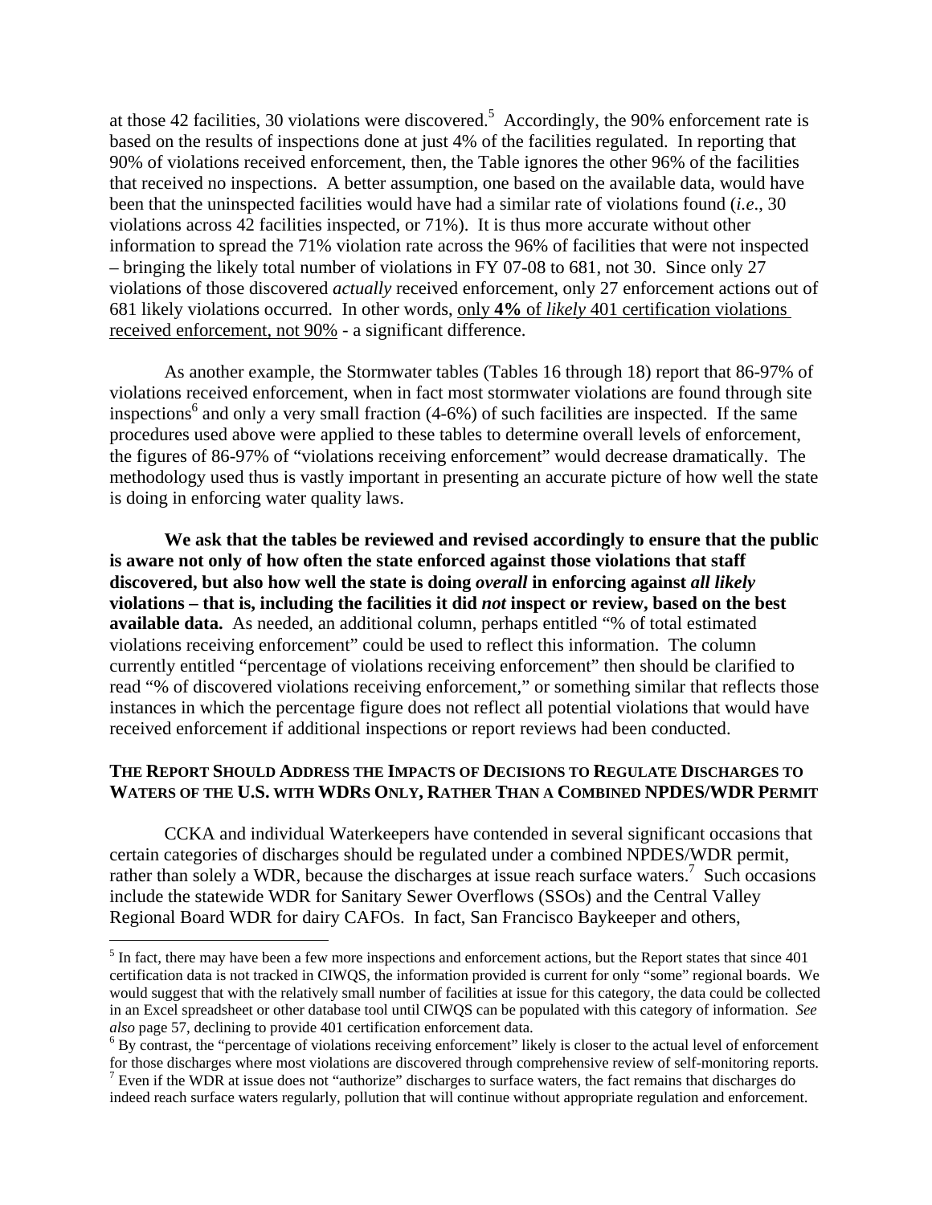at those 42 facilities, 30 violations were discovered.[5] Accordingly, the 90% enforcement rate is based on the results of inspections done at just 4% of the facilities regulated. In reporting that 90% of violations received enforcement, then, the Table ignores the other 96% of the facilities that received no inspections. A better assumption, one based on the available data, would have been that the uninspected facilities would have had a similar rate of violations found (*i.e*., 30 violations across 42 facilities inspected, or 71%). It is thus more accurate without other information to spread the 71% violation rate across the 96% of facilities that were not inspected – bringing the likely total number of violations in FY 07-08 to 681, not 30. Since only 27 violations of those discovered *actually* received enforcement, only 27 enforcement actions out of 681 likely violations occurred. In other words, <u>only **4%** of *likely* 401 certification violations received enforcement, not 90%</u> - a significant difference.

As another example, the Stormwater tables (Tables 16 through 18) report that 86-97% of violations received enforcement, when in fact most stormwater violations are found through site inspections[6] and only a very small fraction (4-6%) of such facilities are inspected. If the same procedures used above were applied to these tables to determine overall levels of enforcement, the figures of 86-97% of "violations receiving enforcement" would decrease dramatically. The methodology used thus is vastly important in presenting an accurate picture of how well the state is doing in enforcing water quality laws.

**We ask that the tables be reviewed and revised accordingly to ensure that the public is aware not only of how often the state enforced against those violations that staff discovered, but also how well the state is doing *overall* in enforcing against *all likely* violations – that is, including the facilities it did *not* inspect or review, based on the best available data.** As needed, an additional column, perhaps entitled "% of total estimated violations receiving enforcement" could be used to reflect this information. The column currently entitled "percentage of violations receiving enforcement" then should be clarified to read "% of discovered violations receiving enforcement," or something similar that reflects those instances in which the percentage figure does not reflect all potential violations that would have received enforcement if additional inspections or report reviews had been conducted.

### THE REPORT SHOULD ADDRESS THE IMPACTS OF DECISIONS TO REGULATE DISCHARGES TO WATERS OF THE U.S. WITH WDRS ONLY, RATHER THAN A COMBINED NPDES/WDR PERMIT

CCKA and individual Waterkeepers have contended in several significant occasions that certain categories of discharges should be regulated under a combined NPDES/WDR permit, rather than solely a WDR, because the discharges at issue reach surface waters.[7] Such occasions include the statewide WDR for Sanitary Sewer Overflows (SSOs) and the Central Valley Regional Board WDR for dairy CAFOs. In fact, San Francisco Baykeeper and others,

---

[5] In fact, there may have been a few more inspections and enforcement actions, but the Report states that since 401 certification data is not tracked in CIWQS, the information provided is current for only "some" regional boards. We would suggest that with the relatively small number of facilities at issue for this category, the data could be collected in an Excel spreadsheet or other database tool until CIWQS can be populated with this category of information. *See also* page 57, declining to provide 401 certification enforcement data.

[6] By contrast, the "percentage of violations receiving enforcement" likely is closer to the actual level of enforcement for those discharges where most violations are discovered through comprehensive review of self-monitoring reports.

[7] Even if the WDR at issue does not "authorize" discharges to surface waters, the fact remains that discharges do indeed reach surface waters regularly, pollution that will continue without appropriate regulation and enforcement.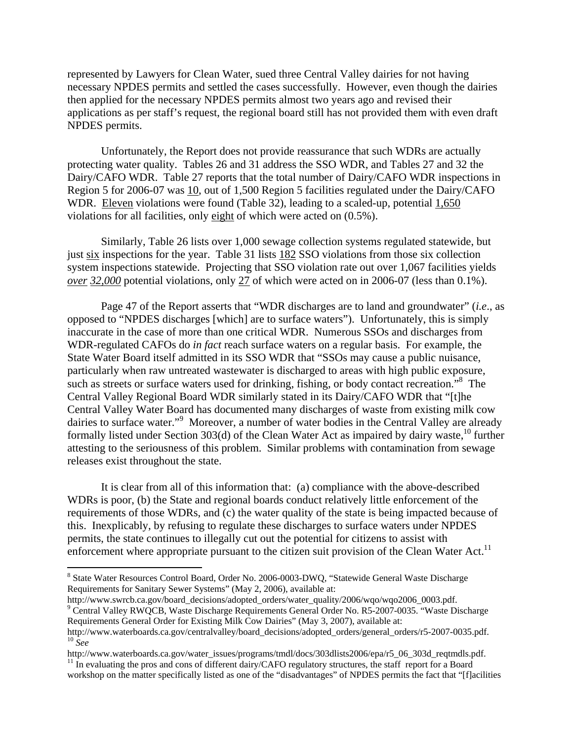represented by Lawyers for Clean Water, sued three Central Valley dairies for not having necessary NPDES permits and settled the cases successfully. However, even though the dairies then applied for the necessary NPDES permits almost two years ago and revised their applications as per staff's request, the regional board still has not provided them with even draft NPDES permits.

Unfortunately, the Report does not provide reassurance that such WDRs are actually protecting water quality. Tables 26 and 31 address the SSO WDR, and Tables 27 and 32 the Dairy/CAFO WDR. Table 27 reports that the total number of Dairy/CAFO WDR inspections in Region 5 for 2006-07 was <u>10</u>, out of 1,500 Region 5 facilities regulated under the Dairy/CAFO WDR. <u>Eleven</u> violations were found (Table 32), leading to a scaled-up, potential <u>1,650</u> violations for all facilities, only <u>eight</u> of which were acted on (0.5%).

Similarly, Table 26 lists over 1,000 sewage collection systems regulated statewide, but just <u>six</u> inspections for the year. Table 31 lists <u>182</u> SSO violations from those six collection system inspections statewide. Projecting that SSO violation rate out over 1,067 facilities yields <u>*over 32,000*</u> potential violations, only <u>27</u> of which were acted on in 2006-07 (less than 0.1%).

Page 47 of the Report asserts that "WDR discharges are to land and groundwater" (*i.e*., as opposed to "NPDES discharges [which] are to surface waters"). Unfortunately, this is simply inaccurate in the case of more than one critical WDR. Numerous SSOs and discharges from WDR-regulated CAFOs do *in fact* reach surface waters on a regular basis. For example, the State Water Board itself admitted in its SSO WDR that "SSOs may cause a public nuisance, particularly when raw untreated wastewater is discharged to areas with high public exposure, such as streets or surface waters used for drinking, fishing, or body contact recreation."[8] The Central Valley Regional Board WDR similarly stated in its Dairy/CAFO WDR that "[t]he Central Valley Water Board has documented many discharges of waste from existing milk cow dairies to surface water."[9] Moreover, a number of water bodies in the Central Valley are already formally listed under Section 303(d) of the Clean Water Act as impaired by dairy waste,[10] further attesting to the seriousness of this problem. Similar problems with contamination from sewage releases exist throughout the state.

It is clear from all of this information that: (a) compliance with the above-described WDRs is poor, (b) the State and regional boards conduct relatively little enforcement of the requirements of those WDRs, and (c) the water quality of the state is being impacted because of this. Inexplicably, by refusing to regulate these discharges to surface waters under NPDES permits, the state continues to illegally cut out the potential for citizens to assist with enforcement where appropriate pursuant to the citizen suit provision of the Clean Water Act.[11]

---

[8] State Water Resources Control Board, Order No. 2006-0003-DWQ, "Statewide General Waste Discharge Requirements for Sanitary Sewer Systems" (May 2, 2006), available at: http://www.swrcb.ca.gov/board_decisions/adopted_orders/water_quality/2006/wqo/wqo2006_0003.pdf.

[9] Central Valley RWQCB, Waste Discharge Requirements General Order No. R5-2007-0035. "Waste Discharge Requirements General Order for Existing Milk Cow Dairies" (May 3, 2007), available at: http://www.waterboards.ca.gov/centralvalley/board_decisions/adopted_orders/general_orders/r5-2007-0035.pdf.

[10] *See* http://www.waterboards.ca.gov/water_issues/programs/tmdl/docs/303dlists2006/epa/r5_06_303d_reqtmdls.pdf.

[11] In evaluating the pros and cons of different dairy/CAFO regulatory structures, the staff report for a Board workshop on the matter specifically listed as one of the "disadvantages" of NPDES permits the fact that "[f]acilities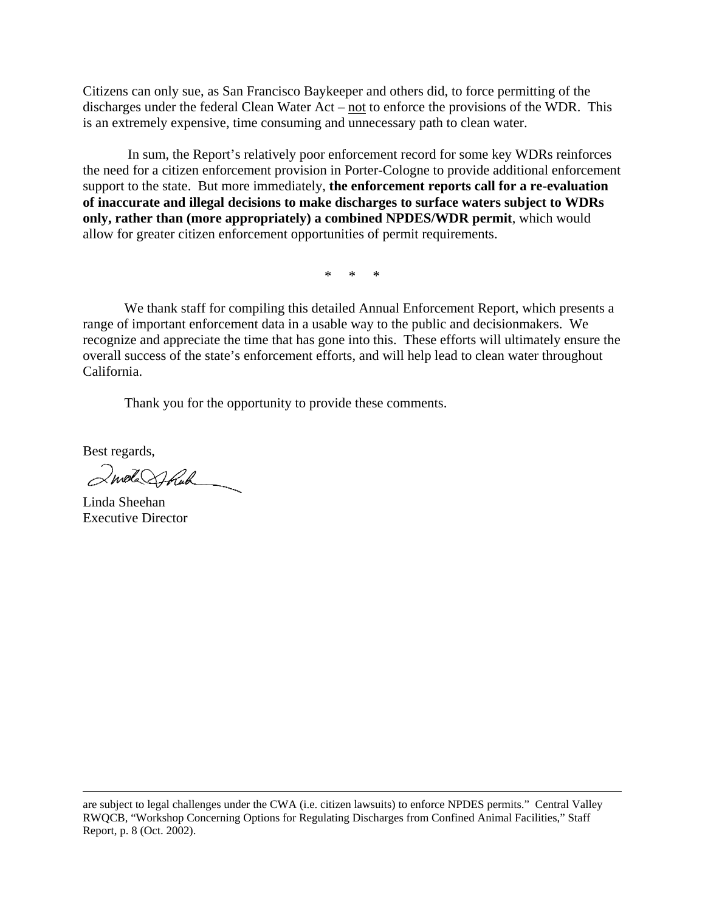Citizens can only sue, as San Francisco Baykeeper and others did, to force permitting of the discharges under the federal Clean Water Act – not to enforce the provisions of the WDR. This is an extremely expensive, time consuming and unnecessary path to clean water.

In sum, the Report's relatively poor enforcement record for some key WDRs reinforces the need for a citizen enforcement provision in Porter-Cologne to provide additional enforcement support to the state. But more immediately, **the enforcement reports call for a re-evaluation of inaccurate and illegal decisions to make discharges to surface waters subject to WDRs only, rather than (more appropriately) a combined NPDES/WDR permit**, which would allow for greater citizen enforcement opportunities of permit requirements.

\* \* \*

We thank staff for compiling this detailed Annual Enforcement Report, which presents a range of important enforcement data in a usable way to the public and decisionmakers. We recognize and appreciate the time that has gone into this. These efforts will ultimately ensure the overall success of the state's enforcement efforts, and will help lead to clean water throughout California.

Thank you for the opportunity to provide these comments.

Best regards,

Linda Sheehan
Executive Director

---

are subject to legal challenges under the CWA (i.e. citizen lawsuits) to enforce NPDES permits." Central Valley RWQCB, "Workshop Concerning Options for Regulating Discharges from Confined Animal Facilities," Staff Report, p. 8 (Oct. 2002).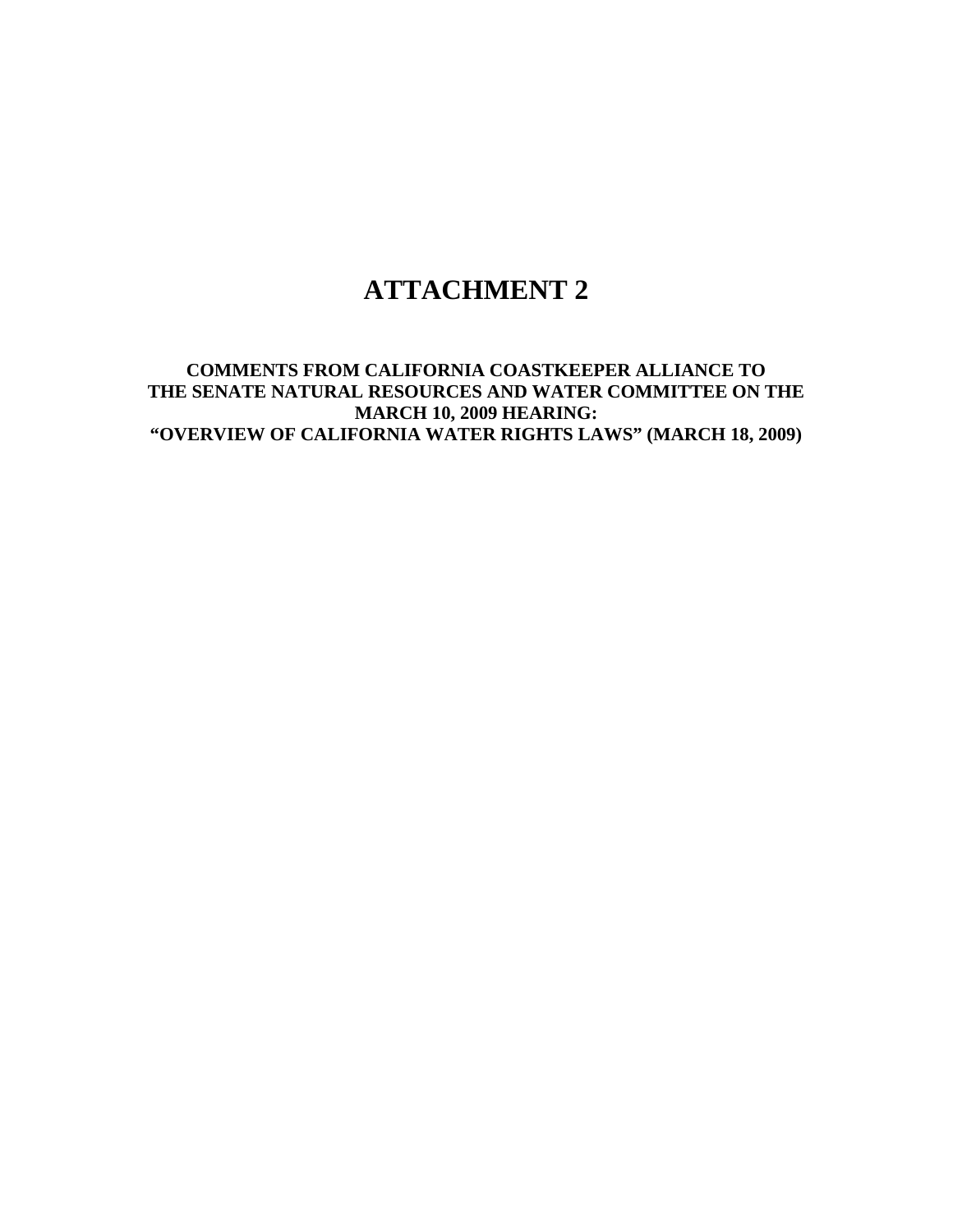# ATTACHMENT 2

**COMMENTS FROM CALIFORNIA COASTKEEPER ALLIANCE TO THE SENATE NATURAL RESOURCES AND WATER COMMITTEE ON THE MARCH 10, 2009 HEARING: "OVERVIEW OF CALIFORNIA WATER RIGHTS LAWS" (MARCH 18, 2009)**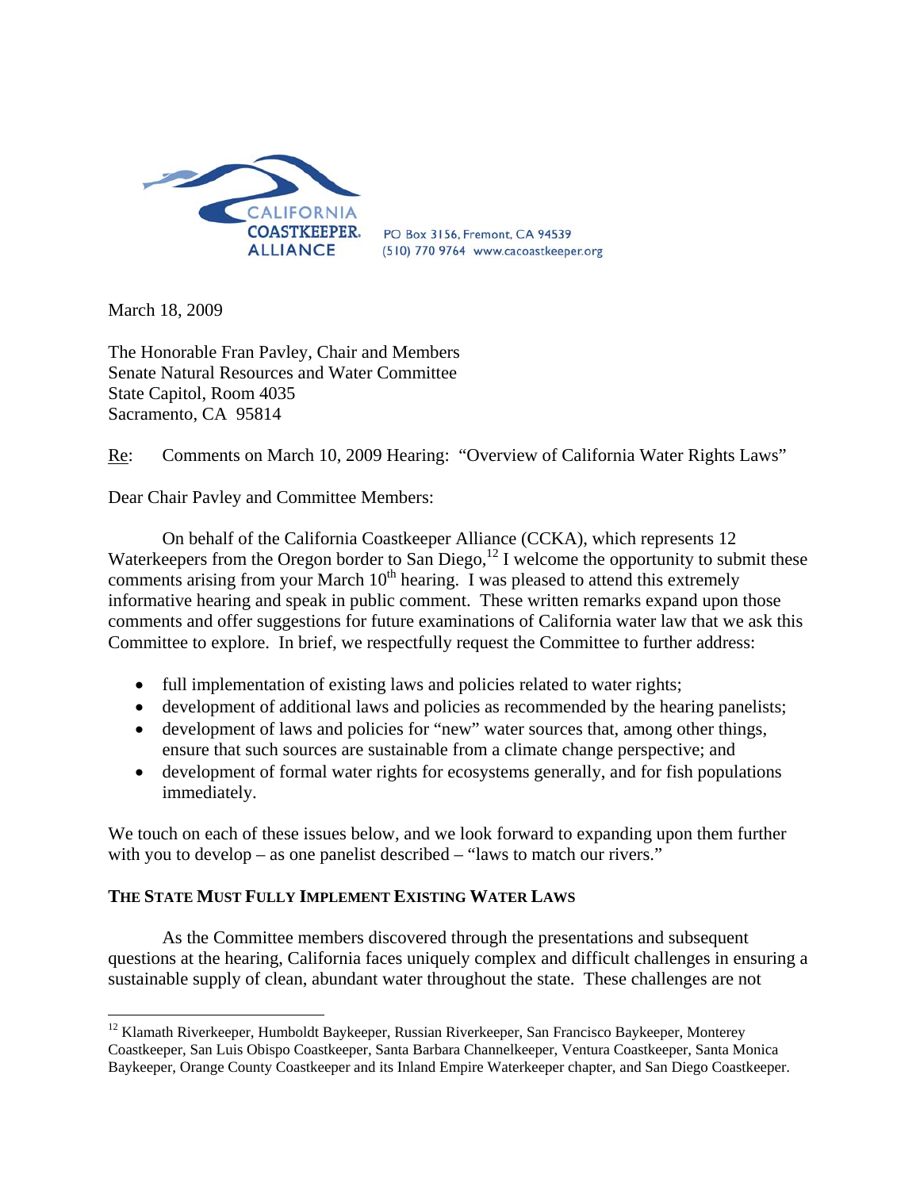CALIFORNIA COASTKEEPER. ALLIANCE

PO Box 3156, Fremont, CA 94539
(510) 770 9764 www.cacoastkeeper.org

March 18, 2009

The Honorable Fran Pavley, Chair and Members
Senate Natural Resources and Water Committee
State Capitol, Room 4035
Sacramento, CA 95814

Re: Comments on March 10, 2009 Hearing: "Overview of California Water Rights Laws"

Dear Chair Pavley and Committee Members:

On behalf of the California Coastkeeper Alliance (CCKA), which represents 12 Waterkeepers from the Oregon border to San Diego,[12] I welcome the opportunity to submit these comments arising from your March 10th hearing. I was pleased to attend this extremely informative hearing and speak in public comment. These written remarks expand upon those comments and offer suggestions for future examinations of California water law that we ask this Committee to explore. In brief, we respectfully request the Committee to further address:

- full implementation of existing laws and policies related to water rights;
- development of additional laws and policies as recommended by the hearing panelists;
- development of laws and policies for "new" water sources that, among other things, ensure that such sources are sustainable from a climate change perspective; and
- development of formal water rights for ecosystems generally, and for fish populations immediately.

We touch on each of these issues below, and we look forward to expanding upon them further with you to develop – as one panelist described – "laws to match our rivers."

**THE STATE MUST FULLY IMPLEMENT EXISTING WATER LAWS**

As the Committee members discovered through the presentations and subsequent questions at the hearing, California faces uniquely complex and difficult challenges in ensuring a sustainable supply of clean, abundant water throughout the state. These challenges are not

[12] Klamath Riverkeeper, Humboldt Baykeeper, Russian Riverkeeper, San Francisco Baykeeper, Monterey Coastkeeper, San Luis Obispo Coastkeeper, Santa Barbara Channelkeeper, Ventura Coastkeeper, Santa Monica Baykeeper, Orange County Coastkeeper and its Inland Empire Waterkeeper chapter, and San Diego Coastkeeper.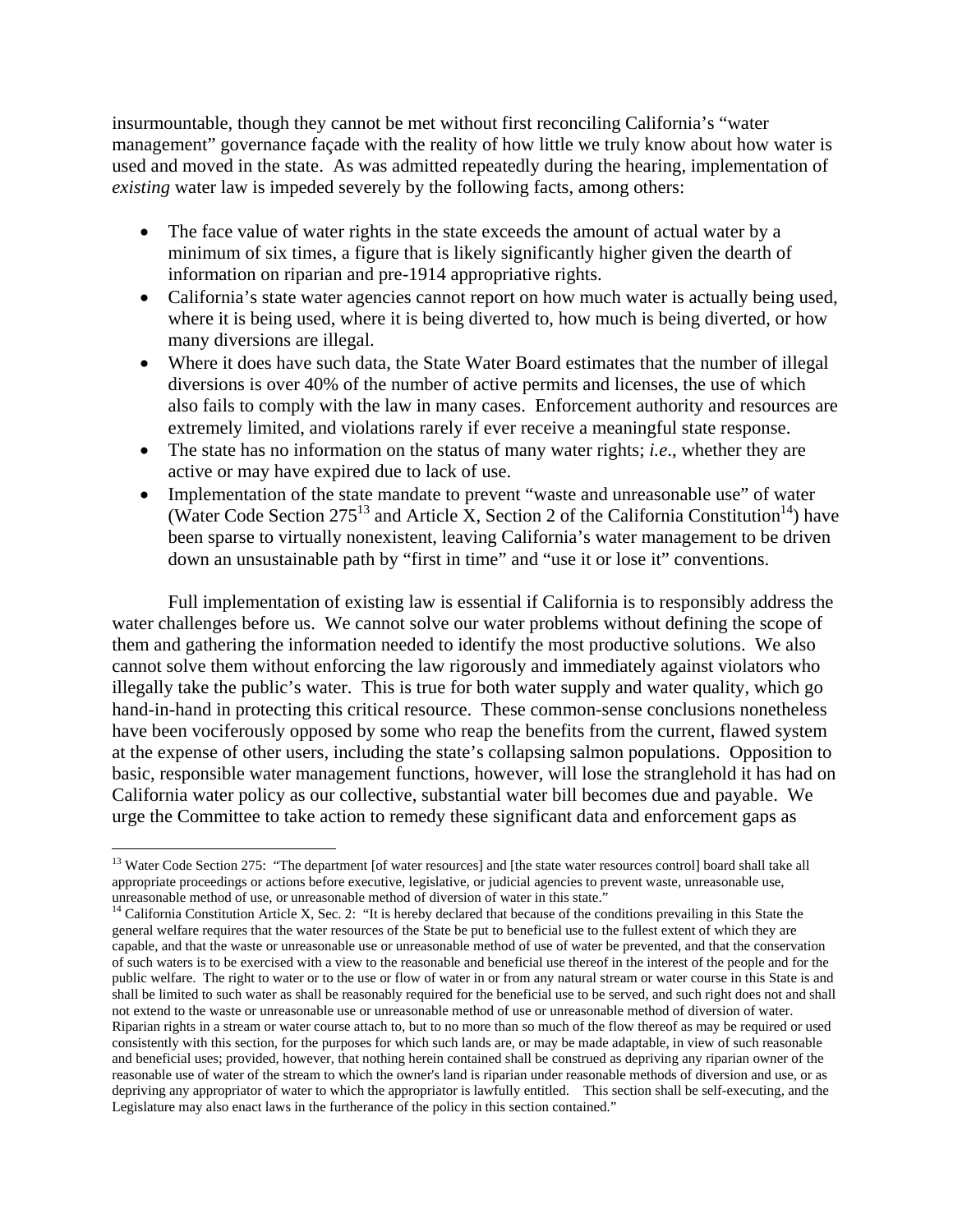insurmountable, though they cannot be met without first reconciling California's "water management" governance façade with the reality of how little we truly know about how water is used and moved in the state. As was admitted repeatedly during the hearing, implementation of *existing* water law is impeded severely by the following facts, among others:

- The face value of water rights in the state exceeds the amount of actual water by a minimum of six times, a figure that is likely significantly higher given the dearth of information on riparian and pre-1914 appropriative rights.
- California's state water agencies cannot report on how much water is actually being used, where it is being used, where it is being diverted to, how much is being diverted, or how many diversions are illegal.
- Where it does have such data, the State Water Board estimates that the number of illegal diversions is over 40% of the number of active permits and licenses, the use of which also fails to comply with the law in many cases. Enforcement authority and resources are extremely limited, and violations rarely if ever receive a meaningful state response.
- The state has no information on the status of many water rights; *i.e.*, whether they are active or may have expired due to lack of use.
- Implementation of the state mandate to prevent "waste and unreasonable use" of water (Water Code Section 275[13] and Article X, Section 2 of the California Constitution[14]) have been sparse to virtually nonexistent, leaving California's water management to be driven down an unsustainable path by "first in time" and "use it or lose it" conventions.

Full implementation of existing law is essential if California is to responsibly address the water challenges before us. We cannot solve our water problems without defining the scope of them and gathering the information needed to identify the most productive solutions. We also cannot solve them without enforcing the law rigorously and immediately against violators who illegally take the public's water. This is true for both water supply and water quality, which go hand-in-hand in protecting this critical resource. These common-sense conclusions nonetheless have been vociferously opposed by some who reap the benefits from the current, flawed system at the expense of other users, including the state's collapsing salmon populations. Opposition to basic, responsible water management functions, however, will lose the stranglehold it has had on California water policy as our collective, substantial water bill becomes due and payable. We urge the Committee to take action to remedy these significant data and enforcement gaps as

---

[13] Water Code Section 275: "The department [of water resources] and [the state water resources control] board shall take all appropriate proceedings or actions before executive, legislative, or judicial agencies to prevent waste, unreasonable use, unreasonable method of use, or unreasonable method of diversion of water in this state."

[14] California Constitution Article X, Sec. 2: "It is hereby declared that because of the conditions prevailing in this State the general welfare requires that the water resources of the State be put to beneficial use to the fullest extent of which they are capable, and that the waste or unreasonable use or unreasonable method of use of water be prevented, and that the conservation of such waters is to be exercised with a view to the reasonable and beneficial use thereof in the interest of the people and for the public welfare. The right to water or to the use or flow of water in or from any natural stream or water course in this State is and shall be limited to such water as shall be reasonably required for the beneficial use to be served, and such right does not and shall not extend to the waste or unreasonable use or unreasonable method of use or unreasonable method of diversion of water. Riparian rights in a stream or water course attach to, but to no more than so much of the flow thereof as may be required or used consistently with this section, for the purposes for which such lands are, or may be made adaptable, in view of such reasonable and beneficial uses; provided, however, that nothing herein contained shall be construed as depriving any riparian owner of the reasonable use of water of the stream to which the owner's land is riparian under reasonable methods of diversion and use, or as depriving any appropriator of water to which the appropriator is lawfully entitled. This section shall be self-executing, and the Legislature may also enact laws in the furtherance of the policy in this section contained."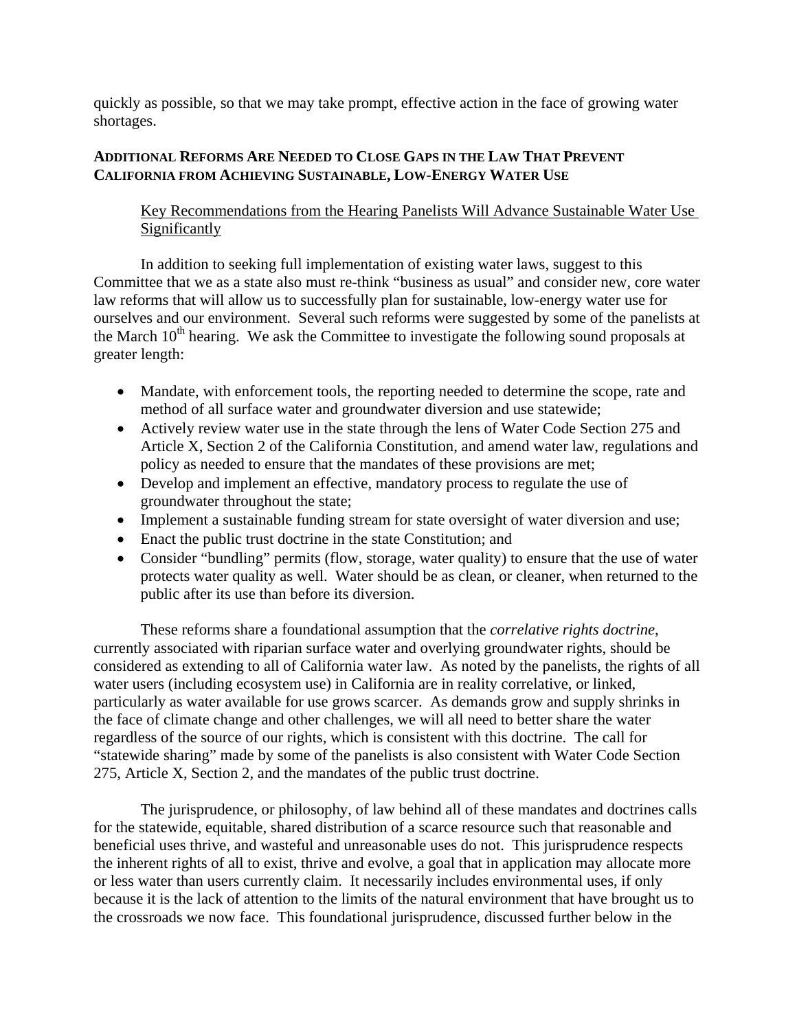quickly as possible, so that we may take prompt, effective action in the face of growing water shortages.

## ADDITIONAL REFORMS ARE NEEDED TO CLOSE GAPS IN THE LAW THAT PREVENT CALIFORNIA FROM ACHIEVING SUSTAINABLE, LOW-ENERGY WATER USE

### Key Recommendations from the Hearing Panelists Will Advance Sustainable Water Use Significantly

In addition to seeking full implementation of existing water laws, suggest to this Committee that we as a state also must re-think "business as usual" and consider new, core water law reforms that will allow us to successfully plan for sustainable, low-energy water use for ourselves and our environment. Several such reforms were suggested by some of the panelists at the March 10th hearing. We ask the Committee to investigate the following sound proposals at greater length:

- Mandate, with enforcement tools, the reporting needed to determine the scope, rate and method of all surface water and groundwater diversion and use statewide;
- Actively review water use in the state through the lens of Water Code Section 275 and Article X, Section 2 of the California Constitution, and amend water law, regulations and policy as needed to ensure that the mandates of these provisions are met;
- Develop and implement an effective, mandatory process to regulate the use of groundwater throughout the state;
- Implement a sustainable funding stream for state oversight of water diversion and use;
- Enact the public trust doctrine in the state Constitution; and
- Consider "bundling" permits (flow, storage, water quality) to ensure that the use of water protects water quality as well. Water should be as clean, or cleaner, when returned to the public after its use than before its diversion.

These reforms share a foundational assumption that the *correlative rights doctrine*, currently associated with riparian surface water and overlying groundwater rights, should be considered as extending to all of California water law. As noted by the panelists, the rights of all water users (including ecosystem use) in California are in reality correlative, or linked, particularly as water available for use grows scarcer. As demands grow and supply shrinks in the face of climate change and other challenges, we will all need to better share the water regardless of the source of our rights, which is consistent with this doctrine. The call for "statewide sharing" made by some of the panelists is also consistent with Water Code Section 275, Article X, Section 2, and the mandates of the public trust doctrine.

The jurisprudence, or philosophy, of law behind all of these mandates and doctrines calls for the statewide, equitable, shared distribution of a scarce resource such that reasonable and beneficial uses thrive, and wasteful and unreasonable uses do not. This jurisprudence respects the inherent rights of all to exist, thrive and evolve, a goal that in application may allocate more or less water than users currently claim. It necessarily includes environmental uses, if only because it is the lack of attention to the limits of the natural environment that have brought us to the crossroads we now face. This foundational jurisprudence, discussed further below in the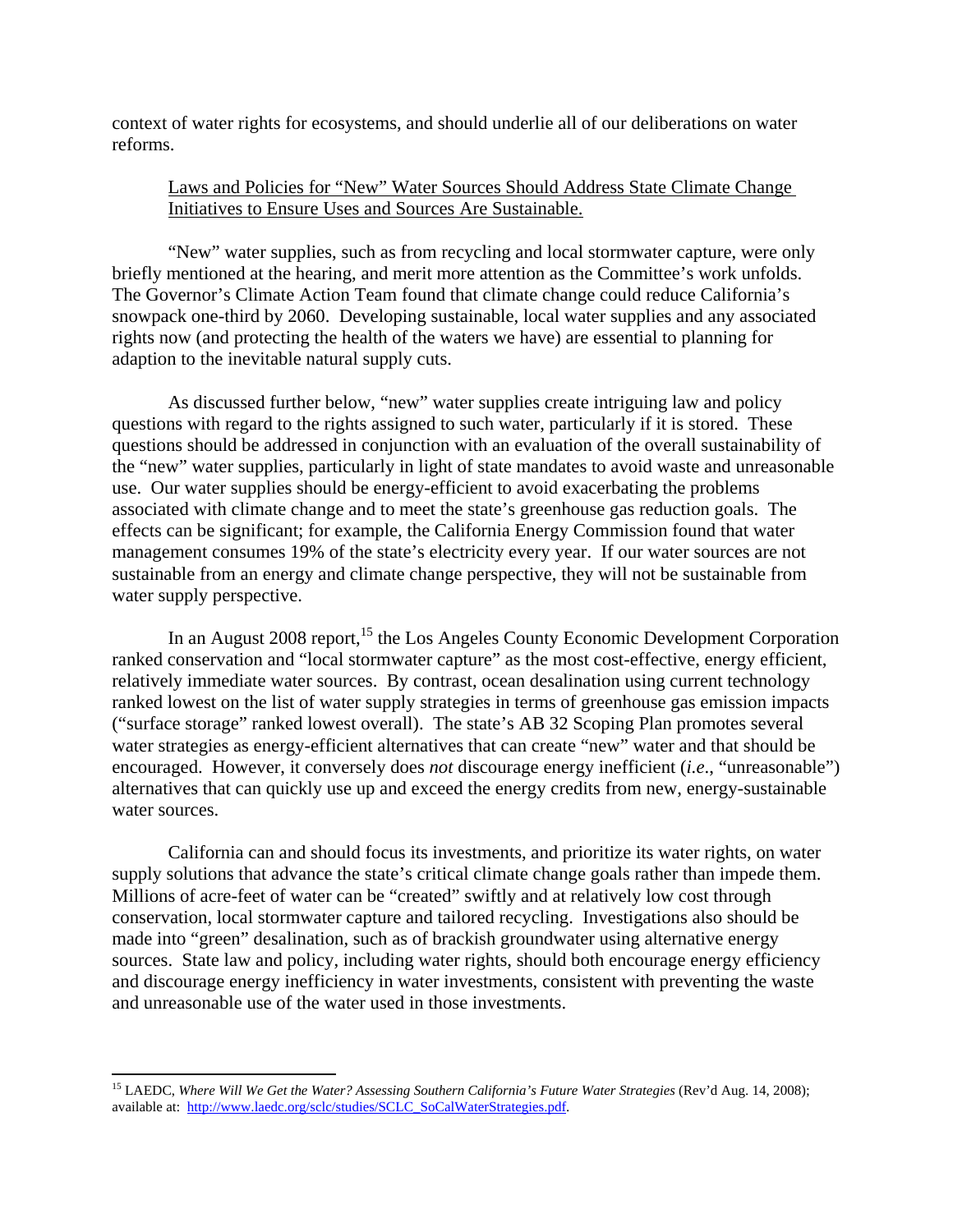context of water rights for ecosystems, and should underlie all of our deliberations on water reforms.

<u>Laws and Policies for "New" Water Sources Should Address State Climate Change Initiatives to Ensure Uses and Sources Are Sustainable.</u>

"New" water supplies, such as from recycling and local stormwater capture, were only briefly mentioned at the hearing, and merit more attention as the Committee's work unfolds. The Governor's Climate Action Team found that climate change could reduce California's snowpack one-third by 2060. Developing sustainable, local water supplies and any associated rights now (and protecting the health of the waters we have) are essential to planning for adaption to the inevitable natural supply cuts.

As discussed further below, "new" water supplies create intriguing law and policy questions with regard to the rights assigned to such water, particularly if it is stored. These questions should be addressed in conjunction with an evaluation of the overall sustainability of the "new" water supplies, particularly in light of state mandates to avoid waste and unreasonable use. Our water supplies should be energy-efficient to avoid exacerbating the problems associated with climate change and to meet the state's greenhouse gas reduction goals. The effects can be significant; for example, the California Energy Commission found that water management consumes 19% of the state's electricity every year. If our water sources are not sustainable from an energy and climate change perspective, they will not be sustainable from water supply perspective.

In an August 2008 report,[15] the Los Angeles County Economic Development Corporation ranked conservation and "local stormwater capture" as the most cost-effective, energy efficient, relatively immediate water sources. By contrast, ocean desalination using current technology ranked lowest on the list of water supply strategies in terms of greenhouse gas emission impacts ("surface storage" ranked lowest overall). The state's AB 32 Scoping Plan promotes several water strategies as energy-efficient alternatives that can create "new" water and that should be encouraged. However, it conversely does *not* discourage energy inefficient (*i.e*., "unreasonable") alternatives that can quickly use up and exceed the energy credits from new, energy-sustainable water sources.

California can and should focus its investments, and prioritize its water rights, on water supply solutions that advance the state's critical climate change goals rather than impede them. Millions of acre-feet of water can be "created" swiftly and at relatively low cost through conservation, local stormwater capture and tailored recycling. Investigations also should be made into "green" desalination, such as of brackish groundwater using alternative energy sources. State law and policy, including water rights, should both encourage energy efficiency and discourage energy inefficiency in water investments, consistent with preventing the waste and unreasonable use of the water used in those investments.

---

[15] LAEDC, *Where Will We Get the Water? Assessing Southern California's Future Water Strategies* (Rev'd Aug. 14, 2008); available at: http://www.laedc.org/sclc/studies/SCLC_SoCalWaterStrategies.pdf.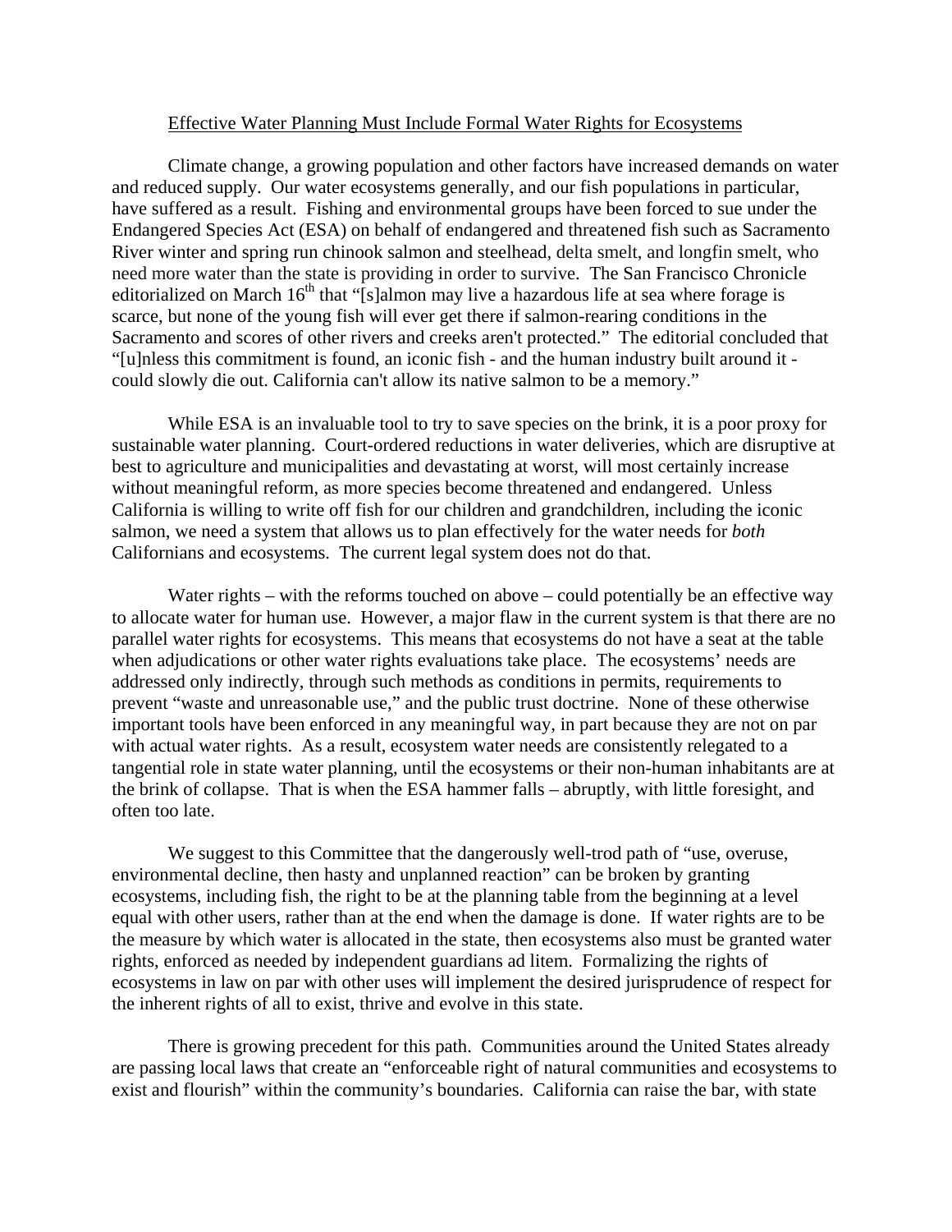Effective Water Planning Must Include Formal Water Rights for Ecosystems

Climate change, a growing population and other factors have increased demands on water and reduced supply. Our water ecosystems generally, and our fish populations in particular, have suffered as a result. Fishing and environmental groups have been forced to sue under the Endangered Species Act (ESA) on behalf of endangered and threatened fish such as Sacramento River winter and spring run chinook salmon and steelhead, delta smelt, and longfin smelt, who need more water than the state is providing in order to survive. The San Francisco Chronicle editorialized on March 16th that "[s]almon may live a hazardous life at sea where forage is scarce, but none of the young fish will ever get there if salmon-rearing conditions in the Sacramento and scores of other rivers and creeks aren't protected." The editorial concluded that "[u]nless this commitment is found, an iconic fish - and the human industry built around it - could slowly die out. California can't allow its native salmon to be a memory."

While ESA is an invaluable tool to try to save species on the brink, it is a poor proxy for sustainable water planning. Court-ordered reductions in water deliveries, which are disruptive at best to agriculture and municipalities and devastating at worst, will most certainly increase without meaningful reform, as more species become threatened and endangered. Unless California is willing to write off fish for our children and grandchildren, including the iconic salmon, we need a system that allows us to plan effectively for the water needs for *both* Californians and ecosystems. The current legal system does not do that.

Water rights – with the reforms touched on above – could potentially be an effective way to allocate water for human use. However, a major flaw in the current system is that there are no parallel water rights for ecosystems. This means that ecosystems do not have a seat at the table when adjudications or other water rights evaluations take place. The ecosystems' needs are addressed only indirectly, through such methods as conditions in permits, requirements to prevent "waste and unreasonable use," and the public trust doctrine. None of these otherwise important tools have been enforced in any meaningful way, in part because they are not on par with actual water rights. As a result, ecosystem water needs are consistently relegated to a tangential role in state water planning, until the ecosystems or their non-human inhabitants are at the brink of collapse. That is when the ESA hammer falls – abruptly, with little foresight, and often too late.

We suggest to this Committee that the dangerously well-trod path of "use, overuse, environmental decline, then hasty and unplanned reaction" can be broken by granting ecosystems, including fish, the right to be at the planning table from the beginning at a level equal with other users, rather than at the end when the damage is done. If water rights are to be the measure by which water is allocated in the state, then ecosystems also must be granted water rights, enforced as needed by independent guardians ad litem. Formalizing the rights of ecosystems in law on par with other uses will implement the desired jurisprudence of respect for the inherent rights of all to exist, thrive and evolve in this state.

There is growing precedent for this path. Communities around the United States already are passing local laws that create an "enforceable right of natural communities and ecosystems to exist and flourish" within the community's boundaries. California can raise the bar, with state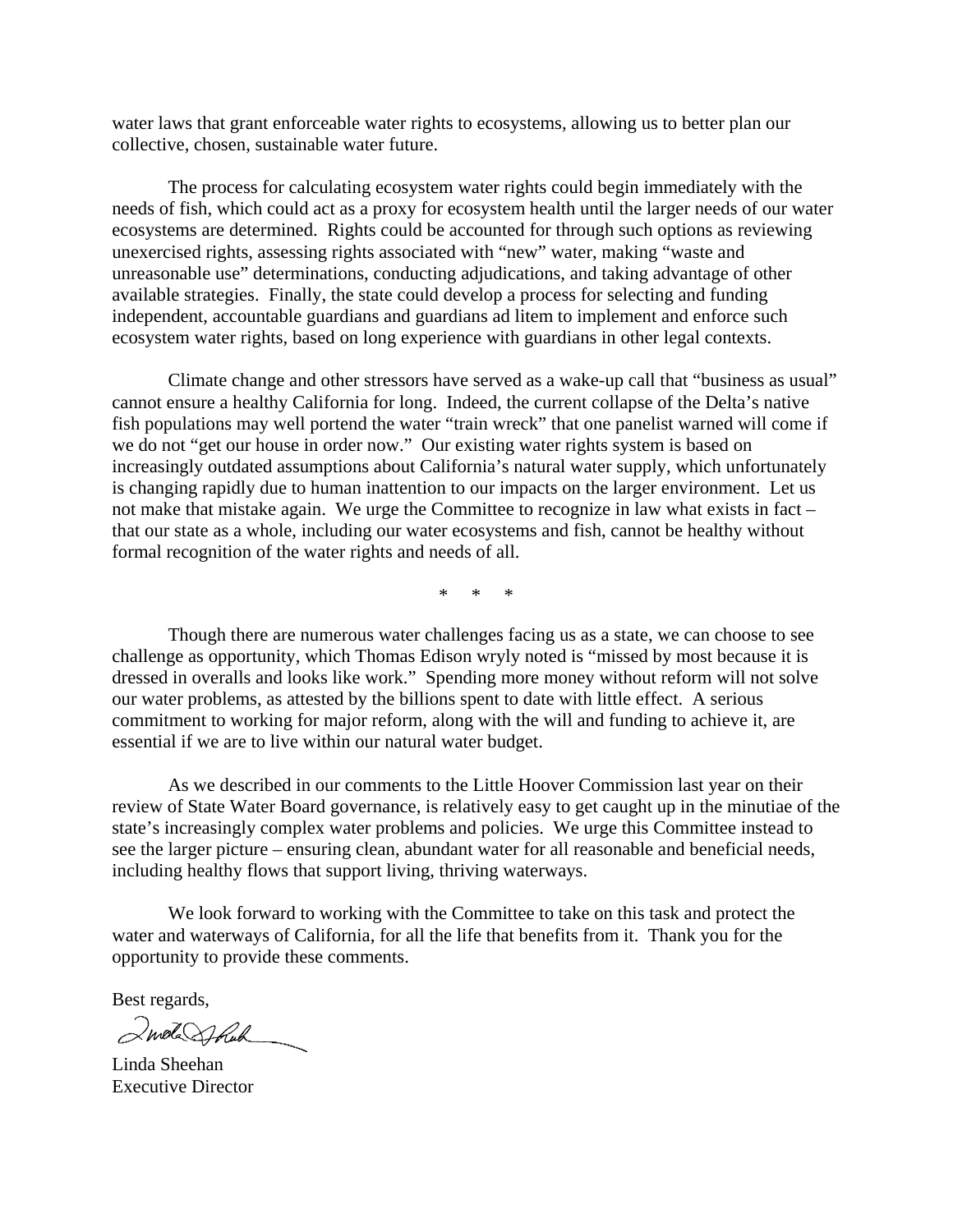water laws that grant enforceable water rights to ecosystems, allowing us to better plan our collective, chosen, sustainable water future.

The process for calculating ecosystem water rights could begin immediately with the needs of fish, which could act as a proxy for ecosystem health until the larger needs of our water ecosystems are determined. Rights could be accounted for through such options as reviewing unexercised rights, assessing rights associated with "new" water, making "waste and unreasonable use" determinations, conducting adjudications, and taking advantage of other available strategies. Finally, the state could develop a process for selecting and funding independent, accountable guardians and guardians ad litem to implement and enforce such ecosystem water rights, based on long experience with guardians in other legal contexts.

Climate change and other stressors have served as a wake-up call that "business as usual" cannot ensure a healthy California for long. Indeed, the current collapse of the Delta's native fish populations may well portend the water "train wreck" that one panelist warned will come if we do not "get our house in order now." Our existing water rights system is based on increasingly outdated assumptions about California's natural water supply, which unfortunately is changing rapidly due to human inattention to our impacts on the larger environment. Let us not make that mistake again. We urge the Committee to recognize in law what exists in fact – that our state as a whole, including our water ecosystems and fish, cannot be healthy without formal recognition of the water rights and needs of all.

\* \* \*

Though there are numerous water challenges facing us as a state, we can choose to see challenge as opportunity, which Thomas Edison wryly noted is "missed by most because it is dressed in overalls and looks like work." Spending more money without reform will not solve our water problems, as attested by the billions spent to date with little effect. A serious commitment to working for major reform, along with the will and funding to achieve it, are essential if we are to live within our natural water budget.

As we described in our comments to the Little Hoover Commission last year on their review of State Water Board governance, is relatively easy to get caught up in the minutiae of the state's increasingly complex water problems and policies. We urge this Committee instead to see the larger picture – ensuring clean, abundant water for all reasonable and beneficial needs, including healthy flows that support living, thriving waterways.

We look forward to working with the Committee to take on this task and protect the water and waterways of California, for all the life that benefits from it. Thank you for the opportunity to provide these comments.

Best regards,

Linda Sheehan
Executive Director